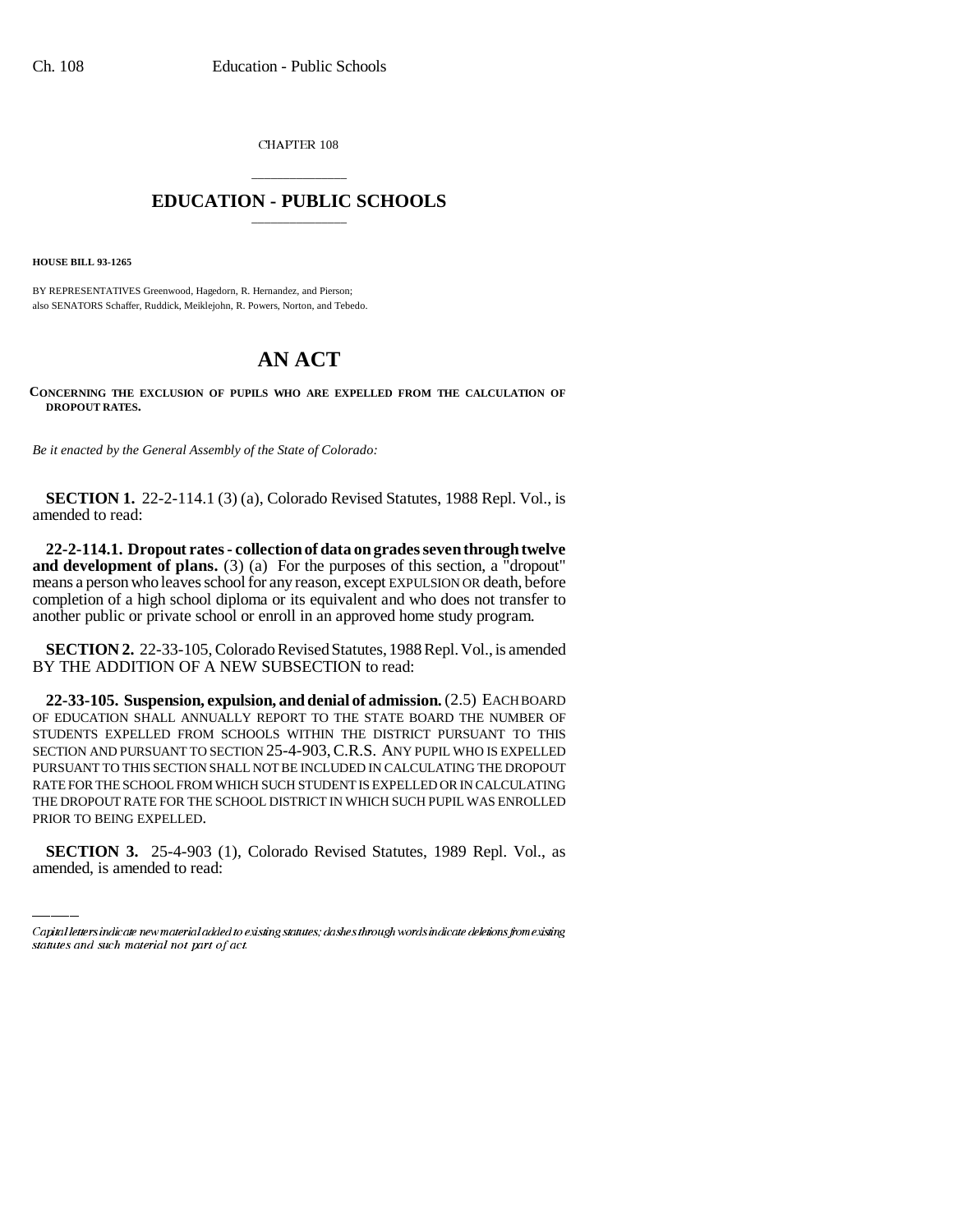CHAPTER 108

## EDUCATION - PUBLIC SCHOOLS

**HOUSE BILL 93-1265**

BY REPRESENTATIVES Greenwood, Hagedorn, R. Hernandez, and Pierson;
also SENATORS Schaffer, Ruddick, Meiklejohn, R. Powers, Norton, and Tebedo.

# AN ACT

**CONCERNING THE EXCLUSION OF PUPILS WHO ARE EXPELLED FROM THE CALCULATION OF DROPOUT RATES.**

*Be it enacted by the General Assembly of the State of Colorado:*

**SECTION 1.** 22-2-114.1 (3) (a), Colorado Revised Statutes, 1988 Repl. Vol., is amended to read:

**22-2-114.1. Dropout rates - collection of data on grades seven through twelve and development of plans.** (3) (a) For the purposes of this section, a "dropout" means a person who leaves school for any reason, except EXPULSION OR death, before completion of a high school diploma or its equivalent and who does not transfer to another public or private school or enroll in an approved home study program.

**SECTION 2.** 22-33-105, Colorado Revised Statutes, 1988 Repl. Vol., is amended BY THE ADDITION OF A NEW SUBSECTION to read:

**22-33-105. Suspension, expulsion, and denial of admission.** (2.5) EACH BOARD OF EDUCATION SHALL ANNUALLY REPORT TO THE STATE BOARD THE NUMBER OF STUDENTS EXPELLED FROM SCHOOLS WITHIN THE DISTRICT PURSUANT TO THIS SECTION AND PURSUANT TO SECTION 25-4-903, C.R.S. ANY PUPIL WHO IS EXPELLED PURSUANT TO THIS SECTION SHALL NOT BE INCLUDED IN CALCULATING THE DROPOUT RATE FOR THE SCHOOL FROM WHICH SUCH STUDENT IS EXPELLED OR IN CALCULATING THE DROPOUT RATE FOR THE SCHOOL DISTRICT IN WHICH SUCH PUPIL WAS ENROLLED PRIOR TO BEING EXPELLED.

**SECTION 3.** 25-4-903 (1), Colorado Revised Statutes, 1989 Repl. Vol., as amended, is amended to read:

*Capital letters indicate new material added to existing statutes; dashes through words indicate deletions from existing statutes and such material not part of act.*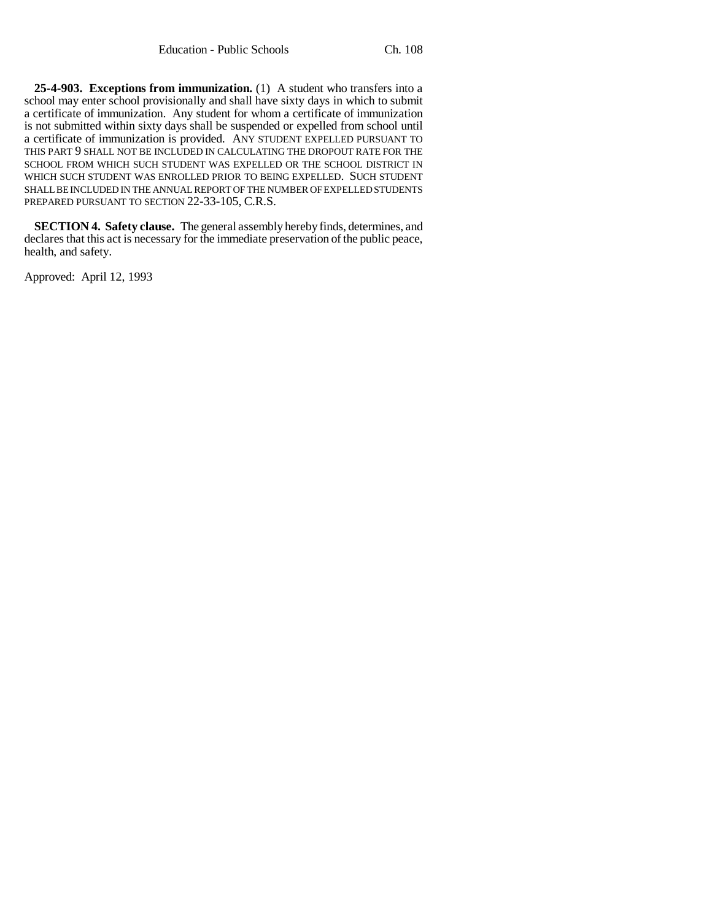**25-4-903. Exceptions from immunization.** (1) A student who transfers into a school may enter school provisionally and shall have sixty days in which to submit a certificate of immunization. Any student for whom a certificate of immunization is not submitted within sixty days shall be suspended or expelled from school until a certificate of immunization is provided. ANY STUDENT EXPELLED PURSUANT TO THIS PART 9 SHALL NOT BE INCLUDED IN CALCULATING THE DROPOUT RATE FOR THE SCHOOL FROM WHICH SUCH STUDENT WAS EXPELLED OR THE SCHOOL DISTRICT IN WHICH SUCH STUDENT WAS ENROLLED PRIOR TO BEING EXPELLED. SUCH STUDENT SHALL BE INCLUDED IN THE ANNUAL REPORT OF THE NUMBER OF EXPELLED STUDENTS PREPARED PURSUANT TO SECTION 22-33-105, C.R.S.

**SECTION 4. Safety clause.** The general assembly hereby finds, determines, and declares that this act is necessary for the immediate preservation of the public peace, health, and safety.

Approved: April 12, 1993